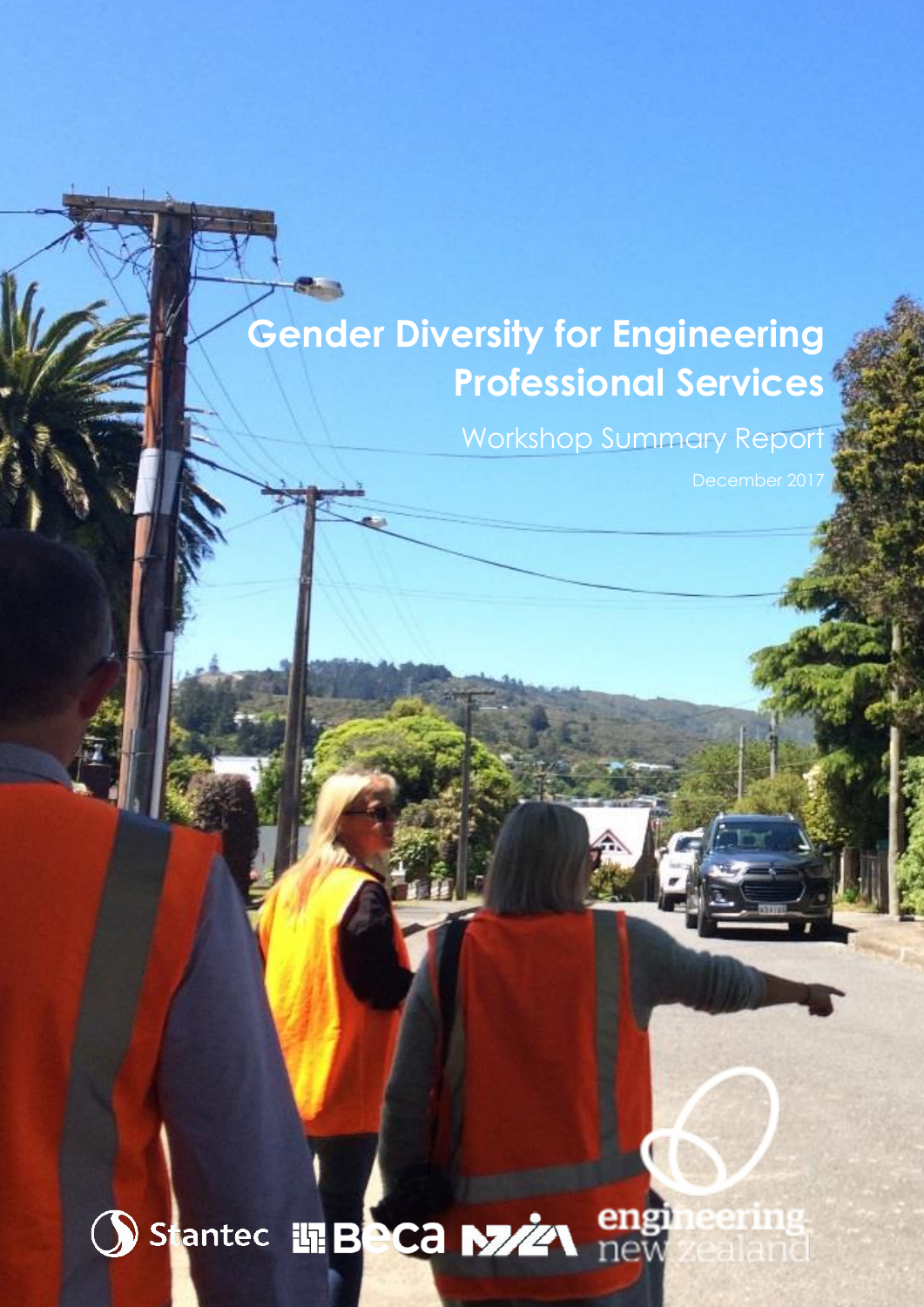# Gender Diversity for Engineering Professional Services

## Workshop Summary Report

December 2017

Stantec Beca NZTA engineering new zealand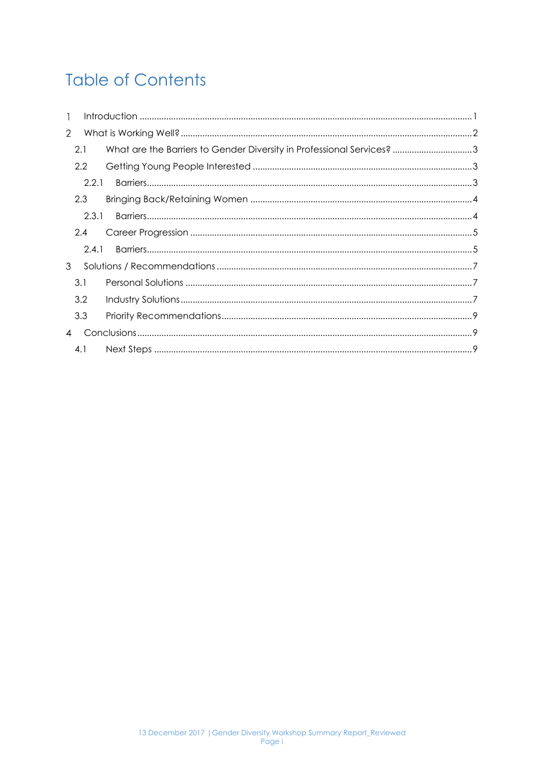# Table of Contents

- 1 Introduction ..... 1
- 2 What is Working Well? ..... 2
  - 2.1 What are the Barriers to Gender Diversity in Professional Services? ..... 3
  - 2.2 Getting Young People Interested ..... 3
    - 2.2.1 Barriers ..... 3
  - 2.3 Bringing Back/Retaining Women ..... 4
    - 2.3.1 Barriers ..... 4
  - 2.4 Career Progression ..... 5
    - 2.4.1 Barriers ..... 5
- 3 Solutions / Recommendations ..... 7
  - 3.1 Personal Solutions ..... 7
  - 3.2 Industry Solutions ..... 7
  - 3.3 Priority Recommendations ..... 9
- 4 Conclusions ..... 9
  - 4.1 Next Steps ..... 9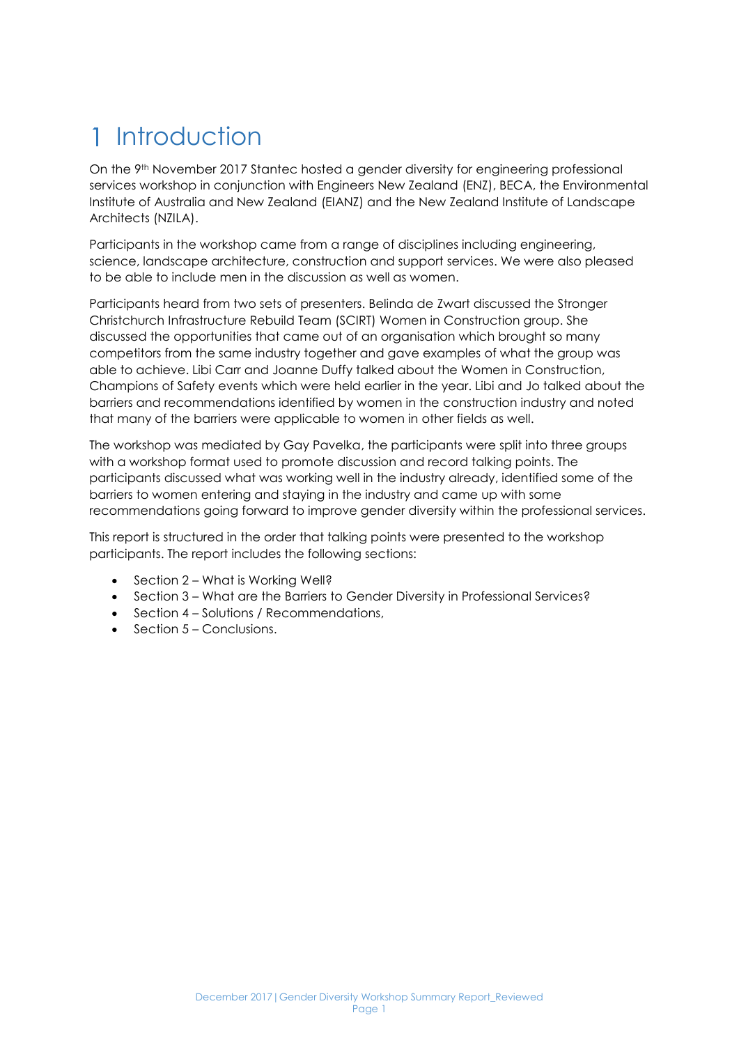# 1 Introduction

On the 9th November 2017 Stantec hosted a gender diversity for engineering professional services workshop in conjunction with Engineers New Zealand (ENZ), BECA, the Environmental Institute of Australia and New Zealand (EIANZ) and the New Zealand Institute of Landscape Architects (NZILA).

Participants in the workshop came from a range of disciplines including engineering, science, landscape architecture, construction and support services. We were also pleased to be able to include men in the discussion as well as women.

Participants heard from two sets of presenters. Belinda de Zwart discussed the Stronger Christchurch Infrastructure Rebuild Team (SCIRT) Women in Construction group. She discussed the opportunities that came out of an organisation which brought so many competitors from the same industry together and gave examples of what the group was able to achieve. Libi Carr and Joanne Duffy talked about the Women in Construction, Champions of Safety events which were held earlier in the year. Libi and Jo talked about the barriers and recommendations identified by women in the construction industry and noted that many of the barriers were applicable to women in other fields as well.

The workshop was mediated by Gay Pavelka, the participants were split into three groups with a workshop format used to promote discussion and record talking points. The participants discussed what was working well in the industry already, identified some of the barriers to women entering and staying in the industry and came up with some recommendations going forward to improve gender diversity within the professional services.

This report is structured in the order that talking points were presented to the workshop participants. The report includes the following sections:

- Section 2 – What is Working Well?
- Section 3 – What are the Barriers to Gender Diversity in Professional Services?
- Section 4 – Solutions / Recommendations,
- Section 5 – Conclusions.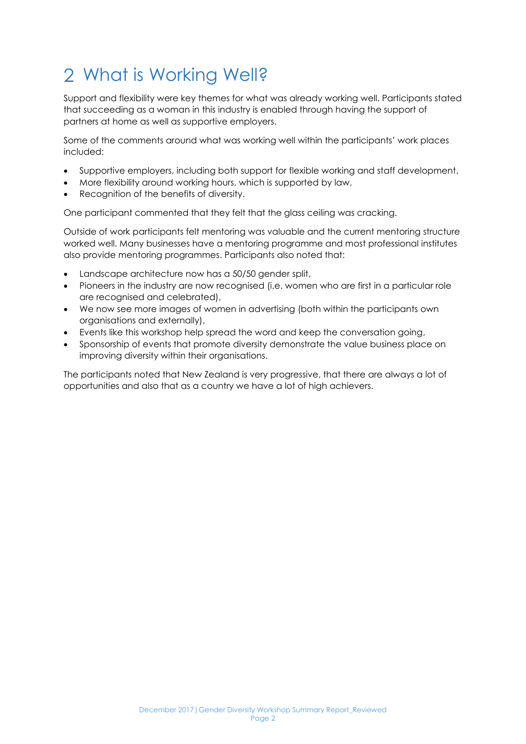# 2 What is Working Well?

Support and flexibility were key themes for what was already working well. Participants stated that succeeding as a woman in this industry is enabled through having the support of partners at home as well as supportive employers.

Some of the comments around what was working well within the participants' work places included:

- Supportive employers, including both support for flexible working and staff development,
- More flexibility around working hours, which is supported by law,
- Recognition of the benefits of diversity.

One participant commented that they felt that the glass ceiling was cracking.

Outside of work participants felt mentoring was valuable and the current mentoring structure worked well. Many businesses have a mentoring programme and most professional institutes also provide mentoring programmes. Participants also noted that:

- Landscape architecture now has a 50/50 gender split,
- Pioneers in the industry are now recognised (i.e. women who are first in a particular role are recognised and celebrated),
- We now see more images of women in advertising (both within the participants own organisations and externally),
- Events like this workshop help spread the word and keep the conversation going,
- Sponsorship of events that promote diversity demonstrate the value business place on improving diversity within their organisations.

The participants noted that New Zealand is very progressive, that there are always a lot of opportunities and also that as a country we have a lot of high achievers.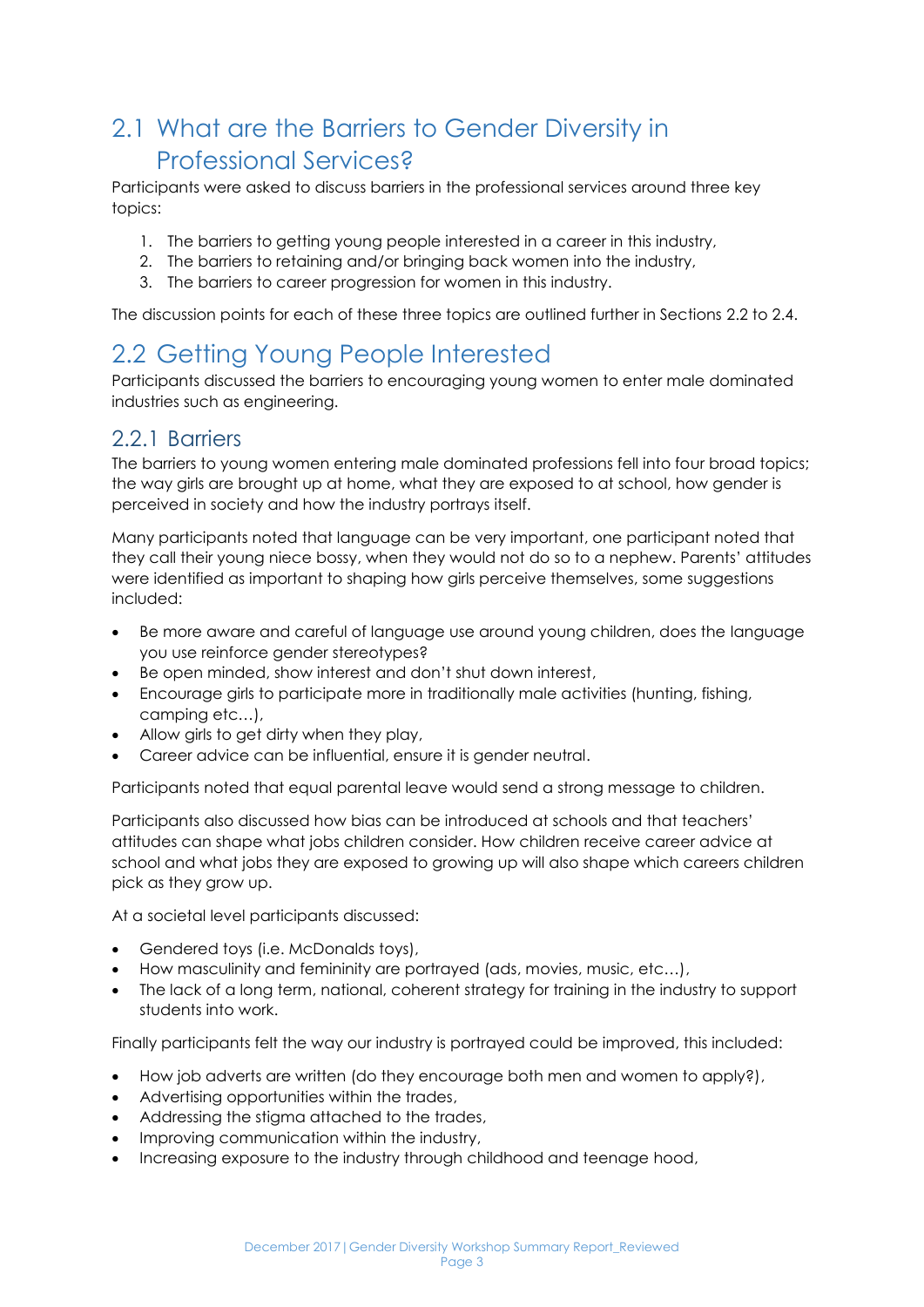## 2.1 What are the Barriers to Gender Diversity in Professional Services?

Participants were asked to discuss barriers in the professional services around three key topics:

1. The barriers to getting young people interested in a career in this industry,
2. The barriers to retaining and/or bringing back women into the industry,
3. The barriers to career progression for women in this industry.

The discussion points for each of these three topics are outlined further in Sections 2.2 to 2.4.

## 2.2 Getting Young People Interested

Participants discussed the barriers to encouraging young women to enter male dominated industries such as engineering.

### 2.2.1 Barriers

The barriers to young women entering male dominated professions fell into four broad topics; the way girls are brought up at home, what they are exposed to at school, how gender is perceived in society and how the industry portrays itself.

Many participants noted that language can be very important, one participant noted that they call their young niece bossy, when they would not do so to a nephew. Parents' attitudes were identified as important to shaping how girls perceive themselves, some suggestions included:

- Be more aware and careful of language use around young children, does the language you use reinforce gender stereotypes?
- Be open minded, show interest and don't shut down interest,
- Encourage girls to participate more in traditionally male activities (hunting, fishing, camping etc…),
- Allow girls to get dirty when they play,
- Career advice can be influential, ensure it is gender neutral.

Participants noted that equal parental leave would send a strong message to children.

Participants also discussed how bias can be introduced at schools and that teachers' attitudes can shape what jobs children consider. How children receive career advice at school and what jobs they are exposed to growing up will also shape which careers children pick as they grow up.

At a societal level participants discussed:

- Gendered toys (i.e. McDonalds toys),
- How masculinity and femininity are portrayed (ads, movies, music, etc…),
- The lack of a long term, national, coherent strategy for training in the industry to support students into work.

Finally participants felt the way our industry is portrayed could be improved, this included:

- How job adverts are written (do they encourage both men and women to apply?),
- Advertising opportunities within the trades,
- Addressing the stigma attached to the trades,
- Improving communication within the industry,
- Increasing exposure to the industry through childhood and teenage hood,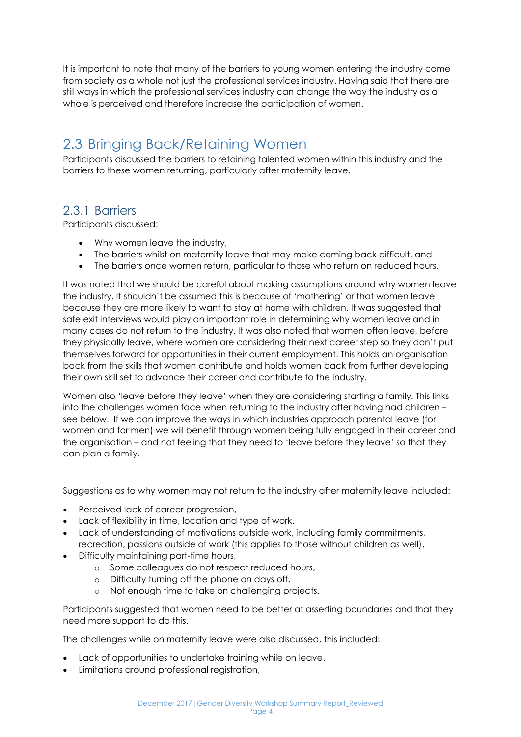It is important to note that many of the barriers to young women entering the industry come from society as a whole not just the professional services industry. Having said that there are still ways in which the professional services industry can change the way the industry as a whole is perceived and therefore increase the participation of women.

## 2.3 Bringing Back/Retaining Women

Participants discussed the barriers to retaining talented women within this industry and the barriers to these women returning, particularly after maternity leave.

### 2.3.1 Barriers

Participants discussed:

- Why women leave the industry,
- The barriers whilst on maternity leave that may make coming back difficult, and
- The barriers once women return, particular to those who return on reduced hours.

It was noted that we should be careful about making assumptions around why women leave the industry. It shouldn't be assumed this is because of 'mothering' or that women leave because they are more likely to want to stay at home with children. It was suggested that safe exit interviews would play an important role in determining why women leave and in many cases do not return to the industry. It was also noted that women often leave, before they physically leave, where women are considering their next career step so they don't put themselves forward for opportunities in their current employment. This holds an organisation back from the skills that women contribute and holds women back from further developing their own skill set to advance their career and contribute to the industry.

Women also 'leave before they leave' when they are considering starting a family. This links into the challenges women face when returning to the industry after having had children – see below. If we can improve the ways in which industries approach parental leave (for women and for men) we will benefit through women being fully engaged in their career and the organisation – and not feeling that they need to 'leave before they leave' so that they can plan a family.

Suggestions as to why women may not return to the industry after maternity leave included:

- Perceived lack of career progression,
- Lack of flexibility in time, location and type of work,
- Lack of understanding of motivations outside work, including family commitments, recreation, passions outside of work (this applies to those without children as well),
- Difficulty maintaining part-time hours,
    - Some colleagues do not respect reduced hours,
    - Difficulty turning off the phone on days off,
    - Not enough time to take on challenging projects.

Participants suggested that women need to be better at asserting boundaries and that they need more support to do this.

The challenges while on maternity leave were also discussed, this included:

- Lack of opportunities to undertake training while on leave,
- Limitations around professional registration,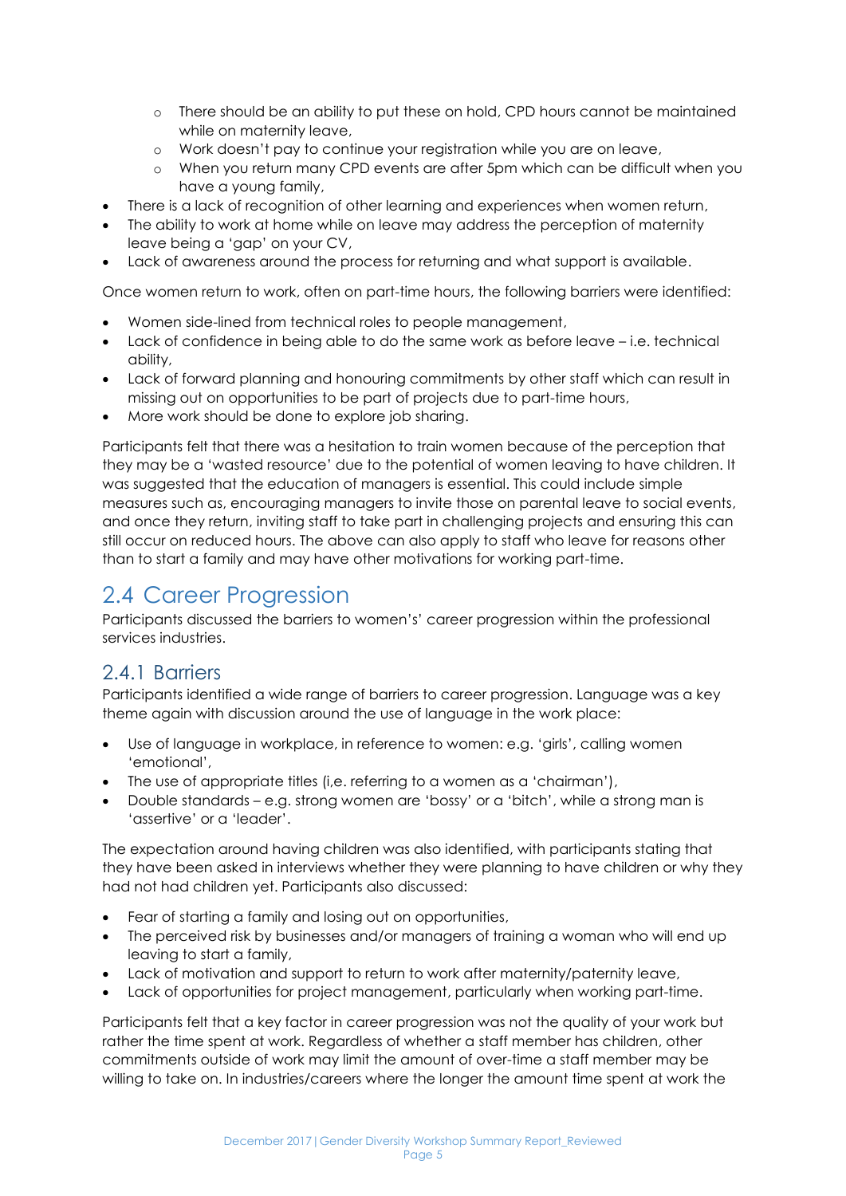- There should be an ability to put these on hold, CPD hours cannot be maintained while on maternity leave,
    - Work doesn't pay to continue your registration while you are on leave,
    - When you return many CPD events are after 5pm which can be difficult when you have a young family,
- There is a lack of recognition of other learning and experiences when women return,
- The ability to work at home while on leave may address the perception of maternity leave being a 'gap' on your CV,
- Lack of awareness around the process for returning and what support is available.

Once women return to work, often on part-time hours, the following barriers were identified:

- Women side-lined from technical roles to people management,
- Lack of confidence in being able to do the same work as before leave – i.e. technical ability,
- Lack of forward planning and honouring commitments by other staff which can result in missing out on opportunities to be part of projects due to part-time hours,
- More work should be done to explore job sharing.

Participants felt that there was a hesitation to train women because of the perception that they may be a 'wasted resource' due to the potential of women leaving to have children. It was suggested that the education of managers is essential. This could include simple measures such as, encouraging managers to invite those on parental leave to social events, and once they return, inviting staff to take part in challenging projects and ensuring this can still occur on reduced hours. The above can also apply to staff who leave for reasons other than to start a family and may have other motivations for working part-time.

## 2.4 Career Progression

Participants discussed the barriers to women's' career progression within the professional services industries.

### 2.4.1 Barriers

Participants identified a wide range of barriers to career progression. Language was a key theme again with discussion around the use of language in the work place:

- Use of language in workplace, in reference to women: e.g. 'girls', calling women 'emotional',
- The use of appropriate titles (i.e. referring to a women as a 'chairman'),
- Double standards – e.g. strong women are 'bossy' or a 'bitch', while a strong man is 'assertive' or a 'leader'.

The expectation around having children was also identified, with participants stating that they have been asked in interviews whether they were planning to have children or why they had not had children yet. Participants also discussed:

- Fear of starting a family and losing out on opportunities,
- The perceived risk by businesses and/or managers of training a woman who will end up leaving to start a family,
- Lack of motivation and support to return to work after maternity/paternity leave,
- Lack of opportunities for project management, particularly when working part-time.

Participants felt that a key factor in career progression was not the quality of your work but rather the time spent at work. Regardless of whether a staff member has children, other commitments outside of work may limit the amount of over-time a staff member may be willing to take on. In industries/careers where the longer the amount time spent at work the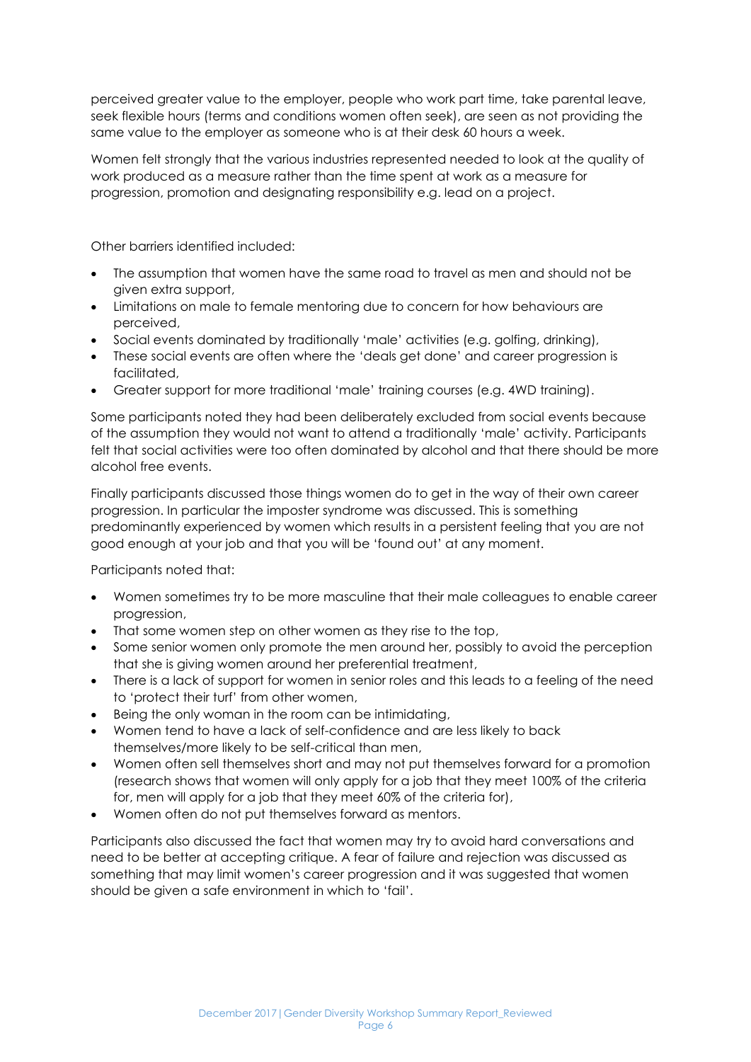perceived greater value to the employer, people who work part time, take parental leave, seek flexible hours (terms and conditions women often seek), are seen as not providing the same value to the employer as someone who is at their desk 60 hours a week.

Women felt strongly that the various industries represented needed to look at the quality of work produced as a measure rather than the time spent at work as a measure for progression, promotion and designating responsibility e.g. lead on a project.

Other barriers identified included:

- The assumption that women have the same road to travel as men and should not be given extra support,
- Limitations on male to female mentoring due to concern for how behaviours are perceived,
- Social events dominated by traditionally 'male' activities (e.g. golfing, drinking),
- These social events are often where the 'deals get done' and career progression is facilitated,
- Greater support for more traditional 'male' training courses (e.g. 4WD training).

Some participants noted they had been deliberately excluded from social events because of the assumption they would not want to attend a traditionally 'male' activity. Participants felt that social activities were too often dominated by alcohol and that there should be more alcohol free events.

Finally participants discussed those things women do to get in the way of their own career progression. In particular the imposter syndrome was discussed. This is something predominantly experienced by women which results in a persistent feeling that you are not good enough at your job and that you will be 'found out' at any moment.

Participants noted that:

- Women sometimes try to be more masculine that their male colleagues to enable career progression,
- That some women step on other women as they rise to the top,
- Some senior women only promote the men around her, possibly to avoid the perception that she is giving women around her preferential treatment,
- There is a lack of support for women in senior roles and this leads to a feeling of the need to 'protect their turf' from other women,
- Being the only woman in the room can be intimidating,
- Women tend to have a lack of self-confidence and are less likely to back themselves/more likely to be self-critical than men,
- Women often sell themselves short and may not put themselves forward for a promotion (research shows that women will only apply for a job that they meet 100% of the criteria for, men will apply for a job that they meet 60% of the criteria for),
- Women often do not put themselves forward as mentors.

Participants also discussed the fact that women may try to avoid hard conversations and need to be better at accepting critique. A fear of failure and rejection was discussed as something that may limit women's career progression and it was suggested that women should be given a safe environment in which to 'fail'.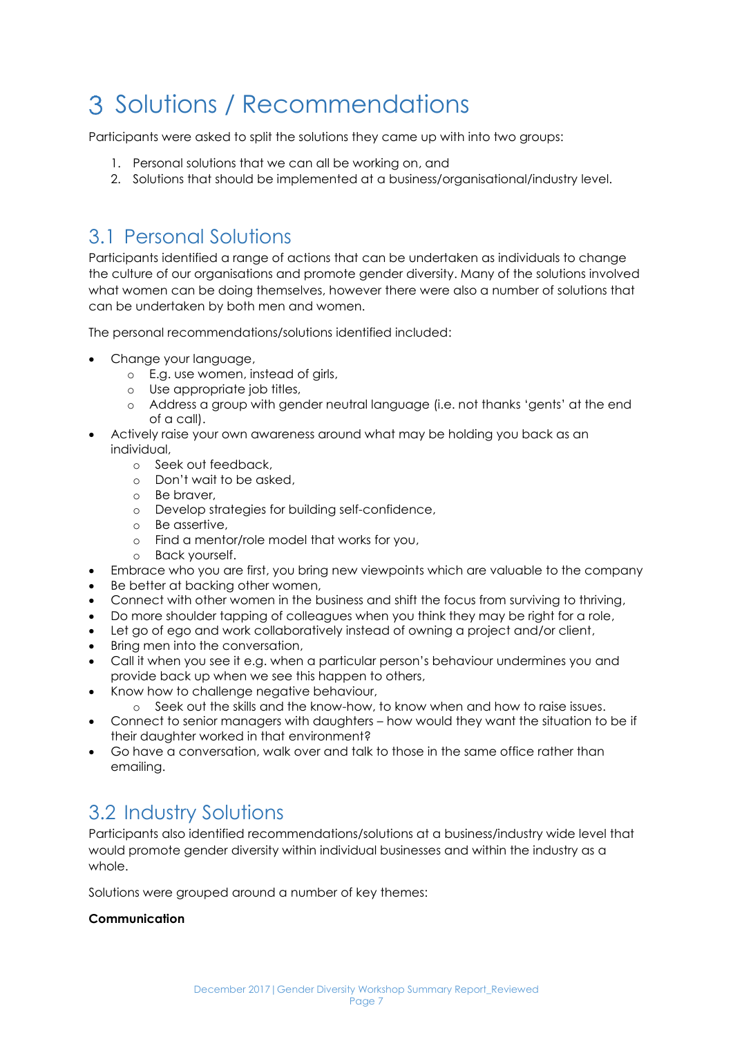# 3 Solutions / Recommendations

Participants were asked to split the solutions they came up with into two groups:

1. Personal solutions that we can all be working on, and
2. Solutions that should be implemented at a business/organisational/industry level.

## 3.1 Personal Solutions

Participants identified a range of actions that can be undertaken as individuals to change the culture of our organisations and promote gender diversity. Many of the solutions involved what women can be doing themselves, however there were also a number of solutions that can be undertaken by both men and women.

The personal recommendations/solutions identified included:

- Change your language,
  - E.g. use women, instead of girls,
  - Use appropriate job titles,
  - Address a group with gender neutral language (i.e. not thanks 'gents' at the end of a call).
- Actively raise your own awareness around what may be holding you back as an individual,
  - Seek out feedback,
  - Don't wait to be asked,
  - Be braver,
  - Develop strategies for building self-confidence,
  - Be assertive,
  - Find a mentor/role model that works for you,
  - Back yourself.
- Embrace who you are first, you bring new viewpoints which are valuable to the company
- Be better at backing other women,
- Connect with other women in the business and shift the focus from surviving to thriving,
- Do more shoulder tapping of colleagues when you think they may be right for a role,
- Let go of ego and work collaboratively instead of owning a project and/or client,
- Bring men into the conversation,
- Call it when you see it e.g. when a particular person's behaviour undermines you and provide back up when we see this happen to others,
- Know how to challenge negative behaviour,
  - Seek out the skills and the know-how, to know when and how to raise issues.
- Connect to senior managers with daughters – how would they want the situation to be if their daughter worked in that environment?
- Go have a conversation, walk over and talk to those in the same office rather than emailing.

## 3.2 Industry Solutions

Participants also identified recommendations/solutions at a business/industry wide level that would promote gender diversity within individual businesses and within the industry as a whole.

Solutions were grouped around a number of key themes:

**Communication**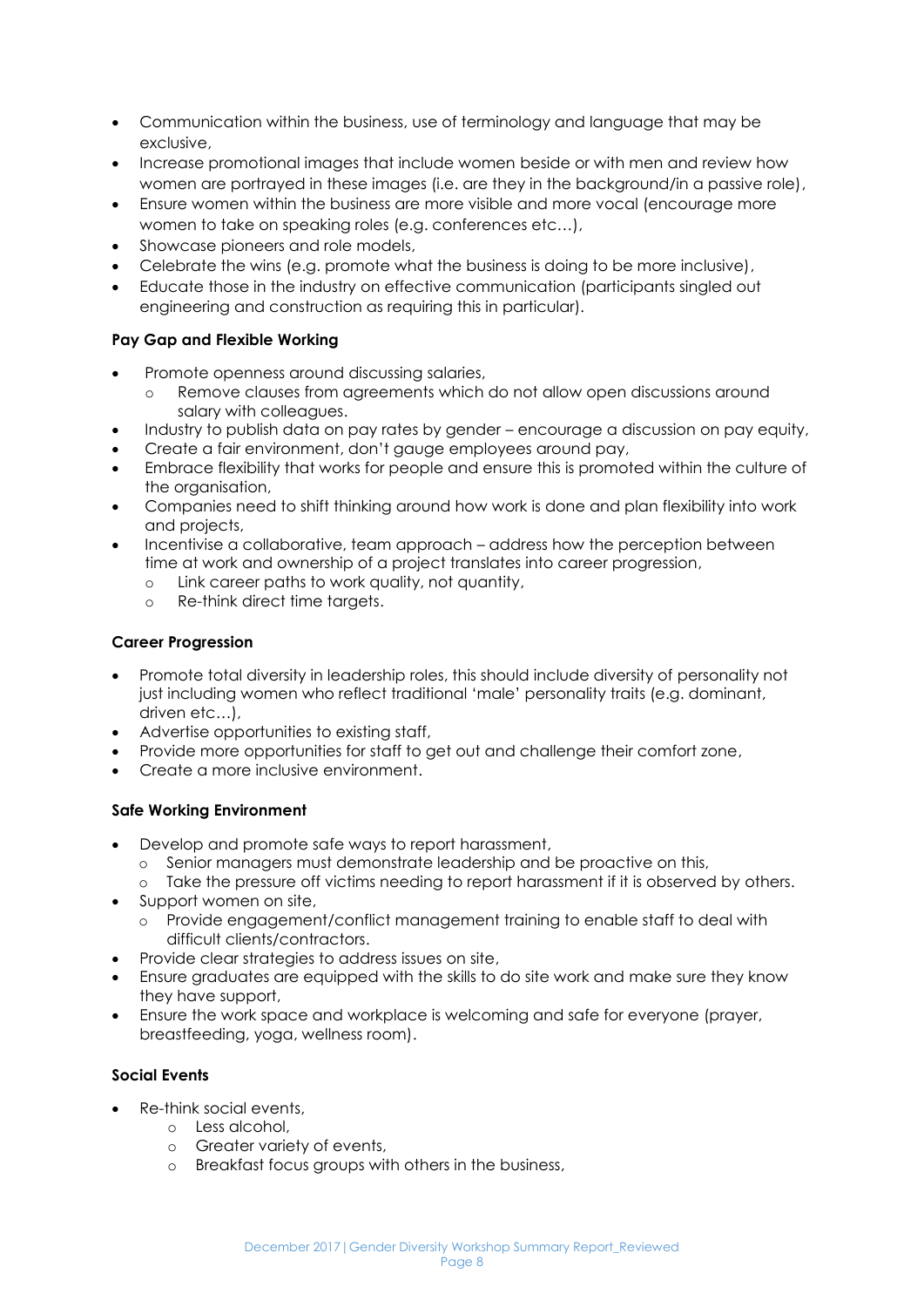- Communication within the business, use of terminology and language that may be exclusive,
- Increase promotional images that include women beside or with men and review how women are portrayed in these images (i.e. are they in the background/in a passive role),
- Ensure women within the business are more visible and more vocal (encourage more women to take on speaking roles (e.g. conferences etc…),
- Showcase pioneers and role models,
- Celebrate the wins (e.g. promote what the business is doing to be more inclusive),
- Educate those in the industry on effective communication (participants singled out engineering and construction as requiring this in particular).

**Pay Gap and Flexible Working**

- Promote openness around discussing salaries,
  - Remove clauses from agreements which do not allow open discussions around salary with colleagues.
- Industry to publish data on pay rates by gender – encourage a discussion on pay equity,
- Create a fair environment, don't gauge employees around pay,
- Embrace flexibility that works for people and ensure this is promoted within the culture of the organisation,
- Companies need to shift thinking around how work is done and plan flexibility into work and projects,
- Incentivise a collaborative, team approach – address how the perception between time at work and ownership of a project translates into career progression,
  - Link career paths to work quality, not quantity,
  - Re-think direct time targets.

**Career Progression**

- Promote total diversity in leadership roles, this should include diversity of personality not just including women who reflect traditional 'male' personality traits (e.g. dominant, driven etc…),
- Advertise opportunities to existing staff,
- Provide more opportunities for staff to get out and challenge their comfort zone,
- Create a more inclusive environment.

**Safe Working Environment**

- Develop and promote safe ways to report harassment,
  - Senior managers must demonstrate leadership and be proactive on this,
  - Take the pressure off victims needing to report harassment if it is observed by others.
- Support women on site,
  - Provide engagement/conflict management training to enable staff to deal with difficult clients/contractors.
- Provide clear strategies to address issues on site,
- Ensure graduates are equipped with the skills to do site work and make sure they know they have support,
- Ensure the work space and workplace is welcoming and safe for everyone (prayer, breastfeeding, yoga, wellness room).

**Social Events**

- Re-think social events,
  - Less alcohol,
  - Greater variety of events,
  - Breakfast focus groups with others in the business,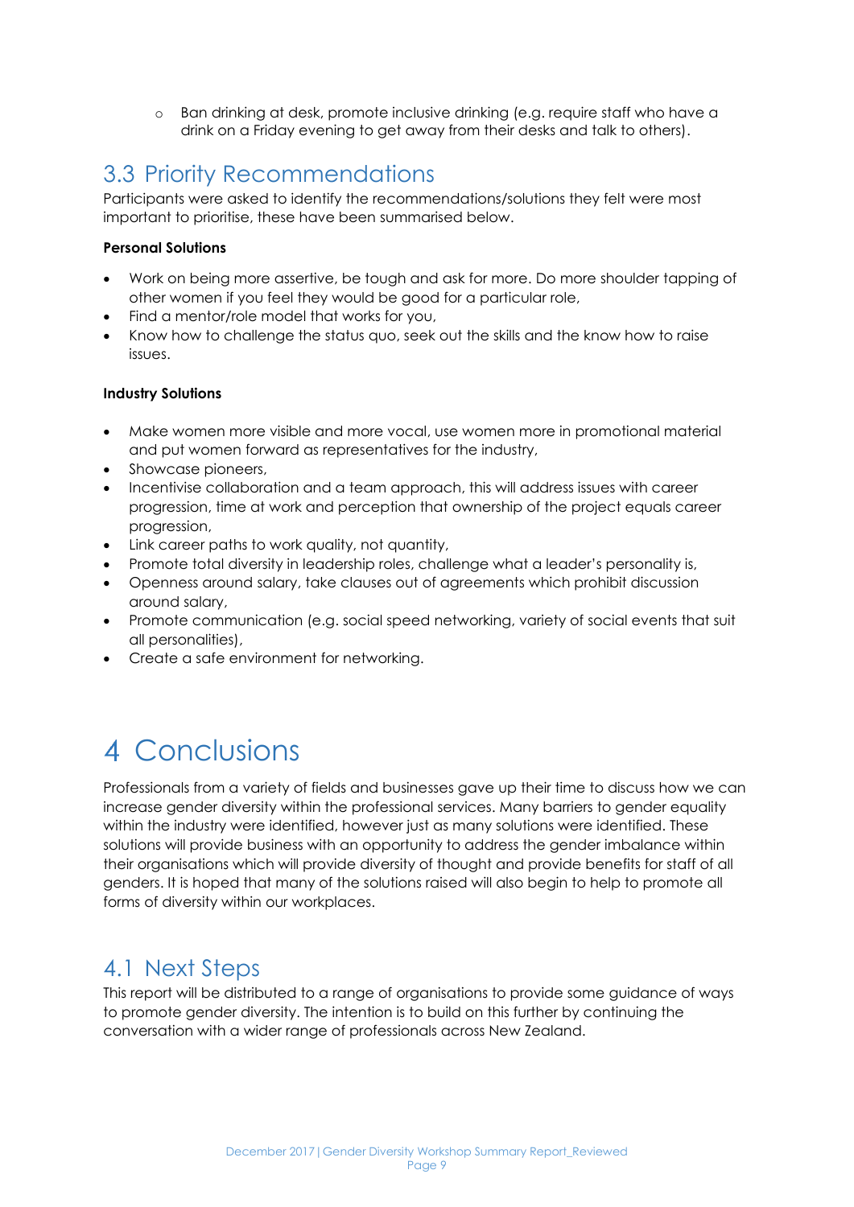- Ban drinking at desk, promote inclusive drinking (e.g. require staff who have a drink on a Friday evening to get away from their desks and talk to others).

## 3.3 Priority Recommendations

Participants were asked to identify the recommendations/solutions they felt were most important to prioritise, these have been summarised below.

**Personal Solutions**

- Work on being more assertive, be tough and ask for more. Do more shoulder tapping of other women if you feel they would be good for a particular role,
- Find a mentor/role model that works for you,
- Know how to challenge the status quo, seek out the skills and the know how to raise issues.

**Industry Solutions**

- Make women more visible and more vocal, use women more in promotional material and put women forward as representatives for the industry,
- Showcase pioneers,
- Incentivise collaboration and a team approach, this will address issues with career progression, time at work and perception that ownership of the project equals career progression,
- Link career paths to work quality, not quantity,
- Promote total diversity in leadership roles, challenge what a leader's personality is,
- Openness around salary, take clauses out of agreements which prohibit discussion around salary,
- Promote communication (e.g. social speed networking, variety of social events that suit all personalities),
- Create a safe environment for networking.

# 4 Conclusions

Professionals from a variety of fields and businesses gave up their time to discuss how we can increase gender diversity within the professional services. Many barriers to gender equality within the industry were identified, however just as many solutions were identified. These solutions will provide business with an opportunity to address the gender imbalance within their organisations which will provide diversity of thought and provide benefits for staff of all genders. It is hoped that many of the solutions raised will also begin to help to promote all forms of diversity within our workplaces.

## 4.1 Next Steps

This report will be distributed to a range of organisations to provide some guidance of ways to promote gender diversity. The intention is to build on this further by continuing the conversation with a wider range of professionals across New Zealand.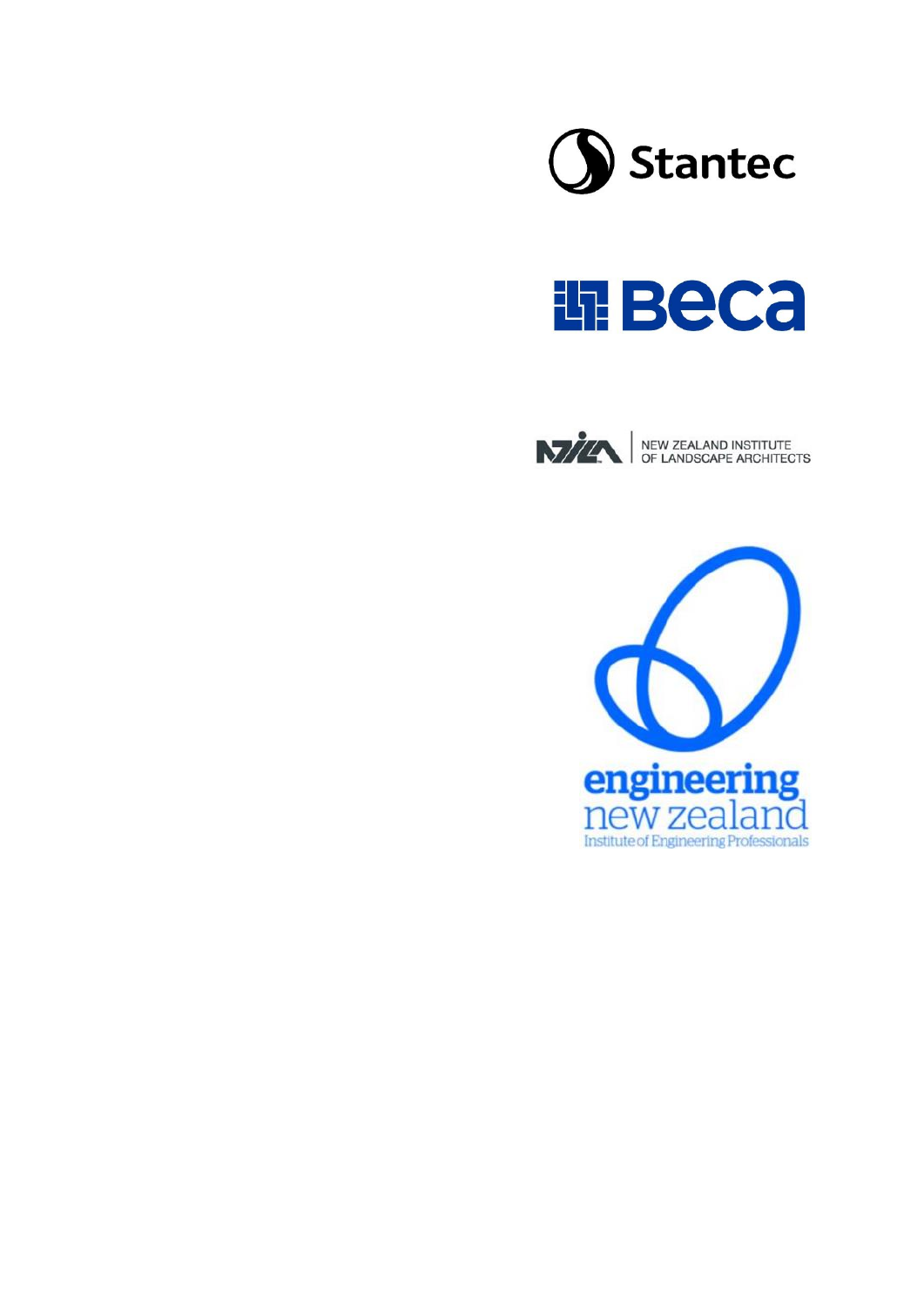Stantec

Beca

NEW ZEALAND INSTITUTE OF LANDSCAPE ARCHITECTS

engineering new zealand

Institute of Engineering Professionals